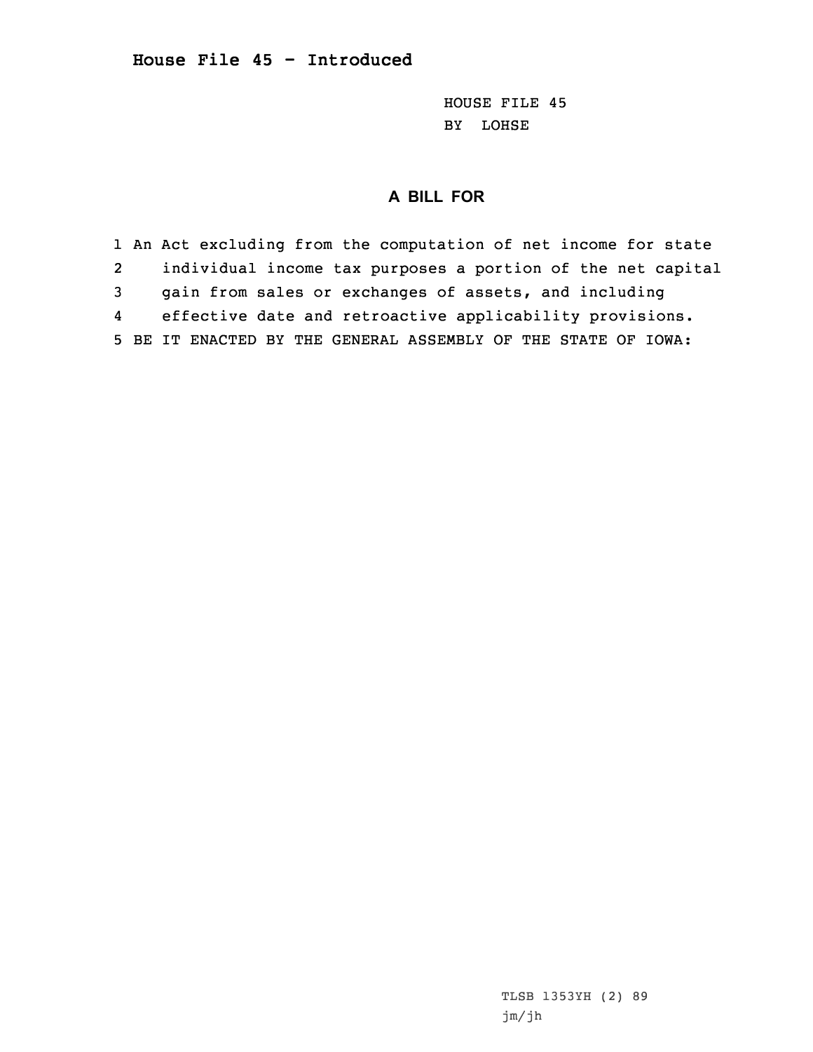# House File 45 - Introduced

HOUSE FILE 45
BY LOHSE

## A BILL FOR

1 An Act excluding from the computation of net income for state
2 individual income tax purposes a portion of the net capital
3 gain from sales or exchanges of assets, and including
4 effective date and retroactive applicability provisions.
5 BE IT ENACTED BY THE GENERAL ASSEMBLY OF THE STATE OF IOWA:

TLSB 1353YH (2) 89
jm/jh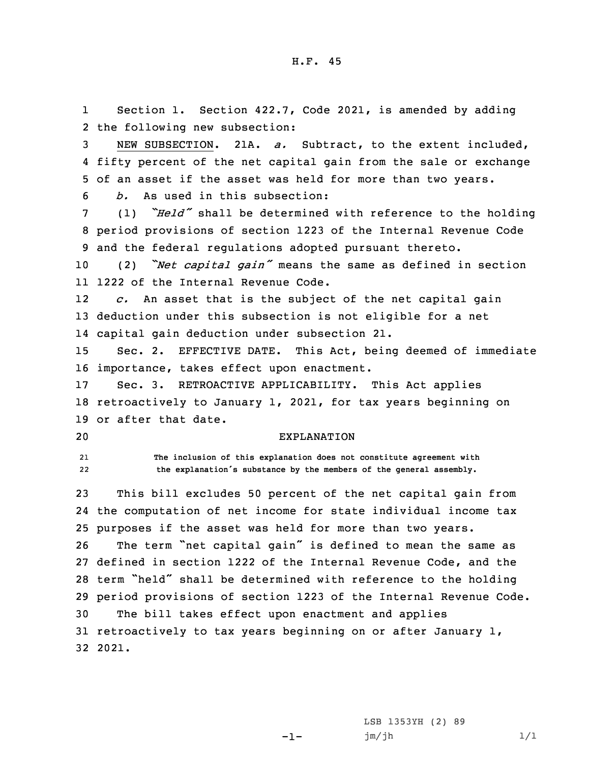Section 1. Section 422.7, Code 2021, is amended by adding the following new subsection:

NEW SUBSECTION. 21A. *a.* Subtract, to the extent included, fifty percent of the net capital gain from the sale or exchange of an asset if the asset was held for more than two years.

*b.* As used in this subsection:

(1) *"Held"* shall be determined with reference to the holding period provisions of section 1223 of the Internal Revenue Code and the federal regulations adopted pursuant thereto.

(2) *"Net capital gain"* means the same as defined in section 1222 of the Internal Revenue Code.

*c.* An asset that is the subject of the net capital gain deduction under this subsection is not eligible for a net capital gain deduction under subsection 21.

Sec. 2. EFFECTIVE DATE. This Act, being deemed of immediate importance, takes effect upon enactment.

Sec. 3. RETROACTIVE APPLICABILITY. This Act applies retroactively to January 1, 2021, for tax years beginning on or after that date.

EXPLANATION

The inclusion of this explanation does not constitute agreement with the explanation's substance by the members of the general assembly.

This bill excludes 50 percent of the net capital gain from the computation of net income for state individual income tax purposes if the asset was held for more than two years.

The term "net capital gain" is defined to mean the same as defined in section 1222 of the Internal Revenue Code, and the term "held" shall be determined with reference to the holding period provisions of section 1223 of the Internal Revenue Code.

The bill takes effect upon enactment and applies retroactively to tax years beginning on or after January 1, 2021.

LSB 1353YH (2) 89
jm/jh